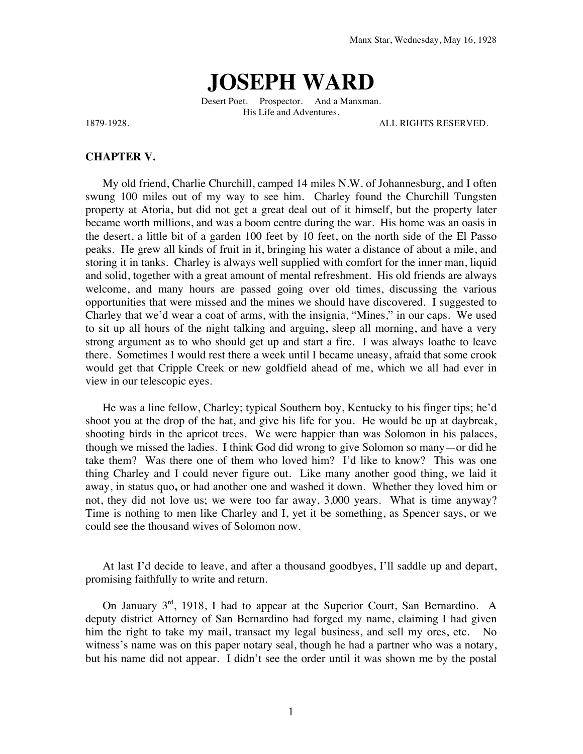Manx Star, Wednesday, May 16, 1928

# JOSEPH WARD

Desert Poet. Prospector. And a Manxman.
His Life and Adventures.

1879-1928. ALL RIGHTS RESERVED.

## CHAPTER V.

My old friend, Charlie Churchill, camped 14 miles N.W. of Johannesburg, and I often swung 100 miles out of my way to see him. Charley found the Churchill Tungsten property at Atoria, but did not get a great deal out of it himself, but the property later became worth millions, and was a boom centre during the war. His home was an oasis in the desert, a little bit of a garden 100 feet by 10 feet, on the north side of the El Passo peaks. He grew all kinds of fruit in it, bringing his water a distance of about a mile, and storing it in tanks. Charley is always well supplied with comfort for the inner man, liquid and solid, together with a great amount of mental refreshment. His old friends are always welcome, and many hours are passed going over old times, discussing the various opportunities that were missed and the mines we should have discovered. I suggested to Charley that we'd wear a coat of arms, with the insignia, "Mines," in our caps. We used to sit up all hours of the night talking and arguing, sleep all morning, and have a very strong argument as to who should get up and start a fire. I was always loathe to leave there. Sometimes I would rest there a week until I became uneasy, afraid that some crook would get that Cripple Creek or new goldfield ahead of me, which we all had ever in view in our telescopic eyes.

He was a line fellow, Charley; typical Southern boy, Kentucky to his finger tips; he'd shoot you at the drop of the hat, and give his life for you. He would be up at daybreak, shooting birds in the apricot trees. We were happier than was Solomon in his palaces, though we missed the ladies. I think God did wrong to give Solomon so many—or did he take them? Was there one of them who loved him? I'd like to know? This was one thing Charley and I could never figure out. Like many another good thing, we laid it away, in status quo**,** or had another one and washed it down. Whether they loved him or not, they did not love us; we were too far away, 3,000 years. What is time anyway? Time is nothing to men like Charley and I, yet it be something, as Spencer says, or we could see the thousand wives of Solomon now.

At last I'd decide to leave, and after a thousand goodbyes, I'll saddle up and depart, promising faithfully to write and return.

On January 3rd, 1918, I had to appear at the Superior Court, San Bernardino. A deputy district Attorney of San Bernardino had forged my name, claiming I had given him the right to take my mail, transact my legal business, and sell my ores, etc. No witness's name was on this paper notary seal, though he had a partner who was a notary, but his name did not appear. I didn't see the order until it was shown me by the postal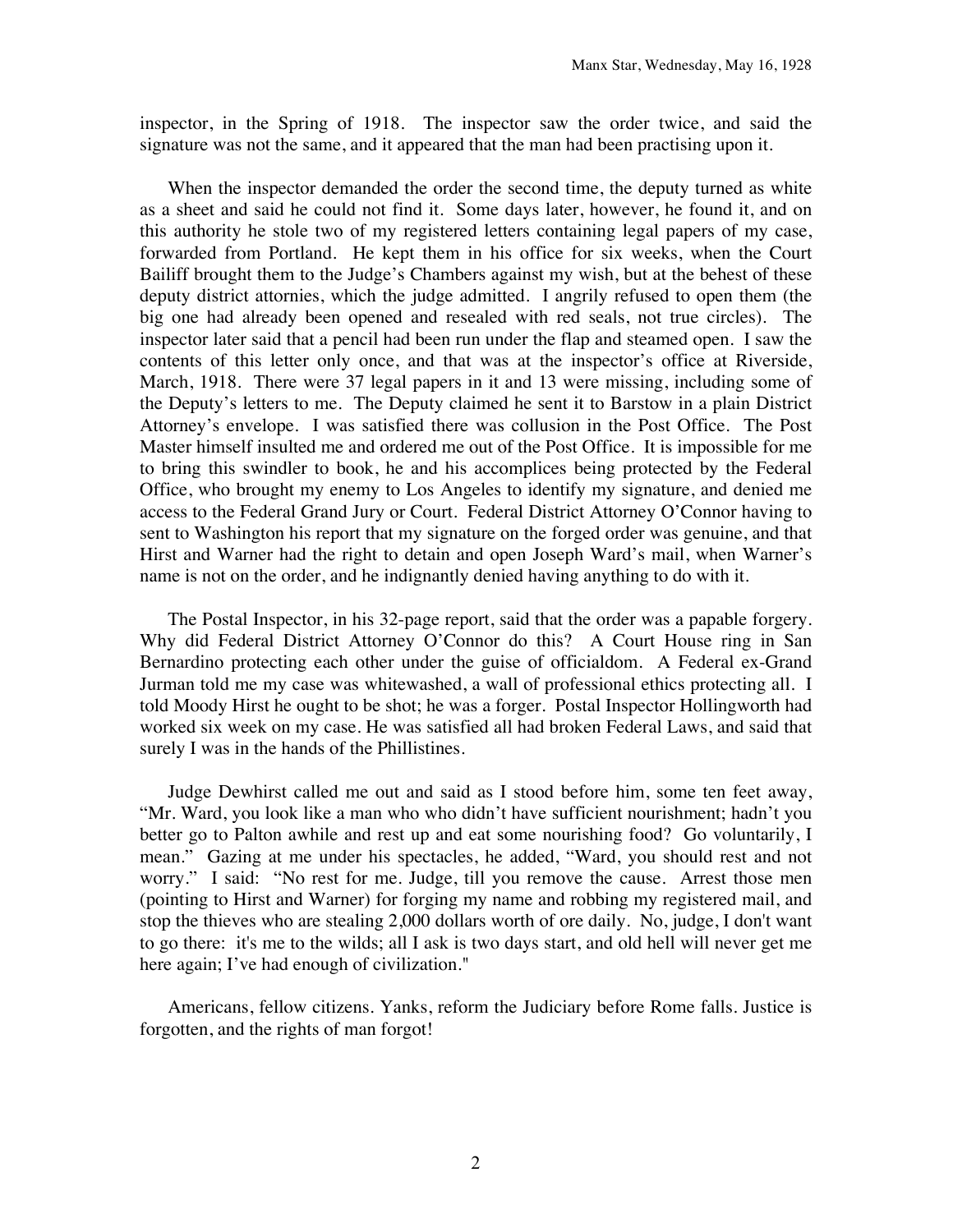inspector, in the Spring of 1918. The inspector saw the order twice, and said the signature was not the same, and it appeared that the man had been practising upon it.

When the inspector demanded the order the second time, the deputy turned as white as a sheet and said he could not find it. Some days later, however, he found it, and on this authority he stole two of my registered letters containing legal papers of my case, forwarded from Portland. He kept them in his office for six weeks, when the Court Bailiff brought them to the Judge's Chambers against my wish, but at the behest of these deputy district attornies, which the judge admitted. I angrily refused to open them (the big one had already been opened and resealed with red seals, not true circles). The inspector later said that a pencil had been run under the flap and steamed open. I saw the contents of this letter only once, and that was at the inspector's office at Riverside, March, 1918. There were 37 legal papers in it and 13 were missing, including some of the Deputy's letters to me. The Deputy claimed he sent it to Barstow in a plain District Attorney's envelope. I was satisfied there was collusion in the Post Office. The Post Master himself insulted me and ordered me out of the Post Office. It is impossible for me to bring this swindler to book, he and his accomplices being protected by the Federal Office, who brought my enemy to Los Angeles to identify my signature, and denied me access to the Federal Grand Jury or Court. Federal District Attorney O'Connor having to sent to Washington his report that my signature on the forged order was genuine, and that Hirst and Warner had the right to detain and open Joseph Ward's mail, when Warner's name is not on the order, and he indignantly denied having anything to do with it.

The Postal Inspector, in his 32-page report, said that the order was a papable forgery. Why did Federal District Attorney O'Connor do this? A Court House ring in San Bernardino protecting each other under the guise of officialdom. A Federal ex-Grand Jurman told me my case was whitewashed, a wall of professional ethics protecting all. I told Moody Hirst he ought to be shot; he was a forger. Postal Inspector Hollingworth had worked six week on my case. He was satisfied all had broken Federal Laws, and said that surely I was in the hands of the Phillistines.

Judge Dewhirst called me out and said as I stood before him, some ten feet away, "Mr. Ward, you look like a man who who didn't have sufficient nourishment; hadn't you better go to Palton awhile and rest up and eat some nourishing food? Go voluntarily, I mean." Gazing at me under his spectacles, he added, "Ward, you should rest and not worry." I said: "No rest for me. Judge, till you remove the cause. Arrest those men (pointing to Hirst and Warner) for forging my name and robbing my registered mail, and stop the thieves who are stealing 2,000 dollars worth of ore daily. No, judge, I don't want to go there: it's me to the wilds; all I ask is two days start, and old hell will never get me here again; I've had enough of civilization."

Americans, fellow citizens. Yanks, reform the Judiciary before Rome falls. Justice is forgotten, and the rights of man forgot!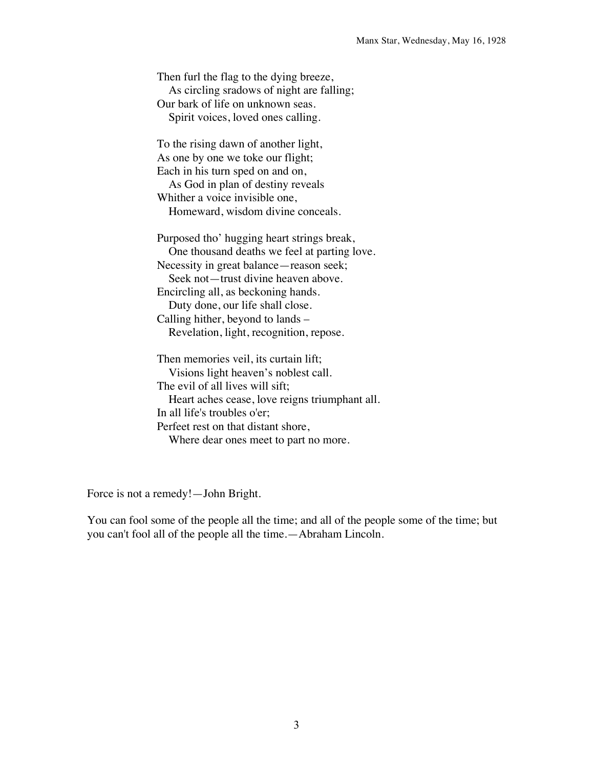Then furl the flag to the dying breeze,  
  As circling sradows of night are falling;  
Our bark of life on unknown seas.  
  Spirit voices, loved ones calling.

To the rising dawn of another light,  
As one by one we toke our flight;  
Each in his turn sped on and on,  
  As God in plan of destiny reveals  
Whither a voice invisible one,  
  Homeward, wisdom divine conceals.

Purposed tho' hugging heart strings break,  
  One thousand deaths we feel at parting love.  
Necessity in great balance—reason seek;  
  Seek not—trust divine heaven above.  
Encircling all, as beckoning hands.  
  Duty done, our life shall close.  
Calling hither, beyond to lands –  
  Revelation, light, recognition, repose.

Then memories veil, its curtain lift;  
  Visions light heaven's noblest call.  
The evil of all lives will sift;  
  Heart aches cease, love reigns triumphant all.  
In all life's troubles o'er;  
Perfeet rest on that distant shore,  
  Where dear ones meet to part no more.

Force is not a remedy!—John Bright.

You can fool some of the people all the time; and all of the people some of the time; but you can't fool all of the people all the time.—Abraham Lincoln.